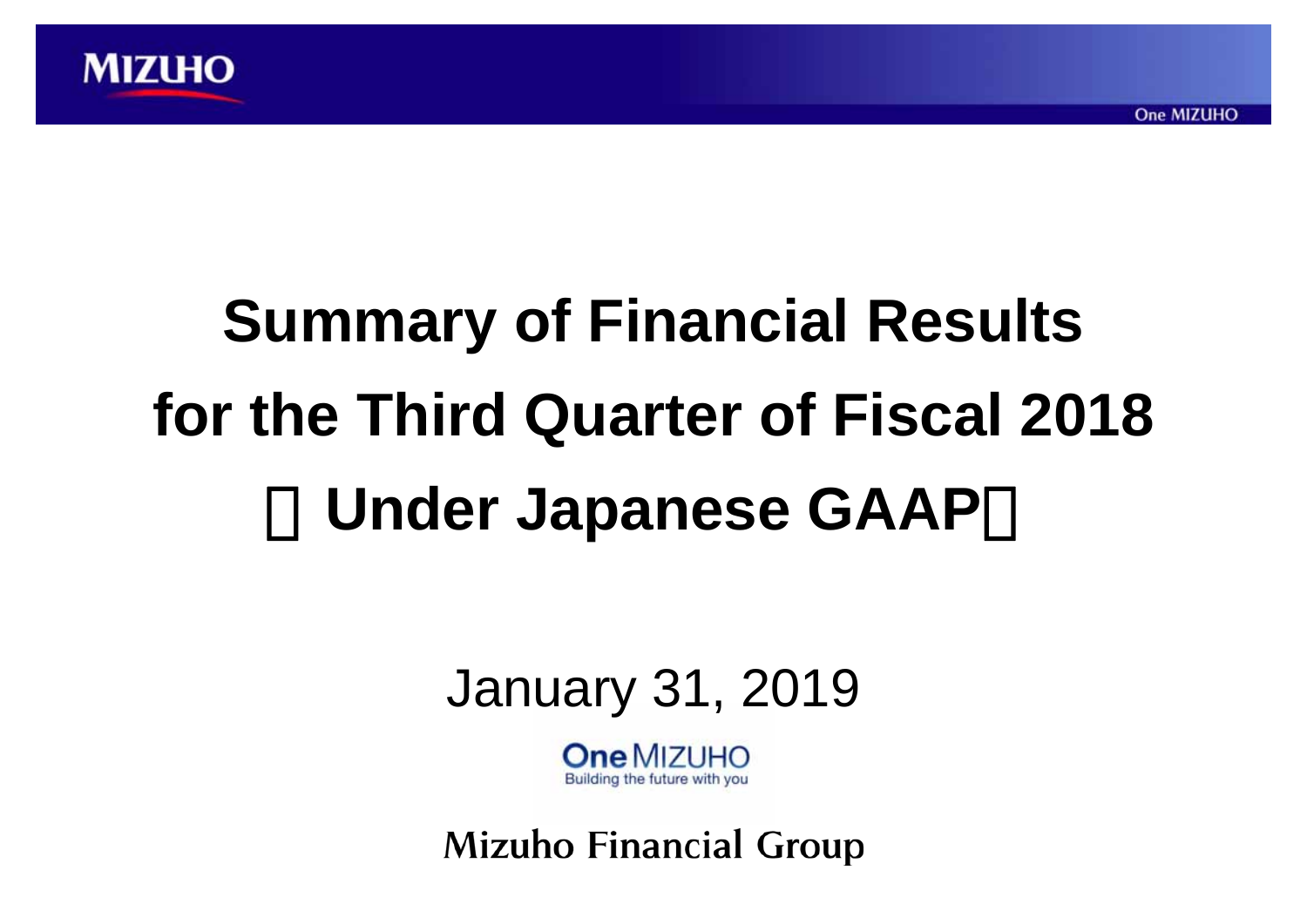# Summary of Financial Results for the Third Quarter of Fiscal 2018 － Under Japanese GAAP －

January 31, 2019

One MIZUHO
Building the future with you

Mizuho Financial Group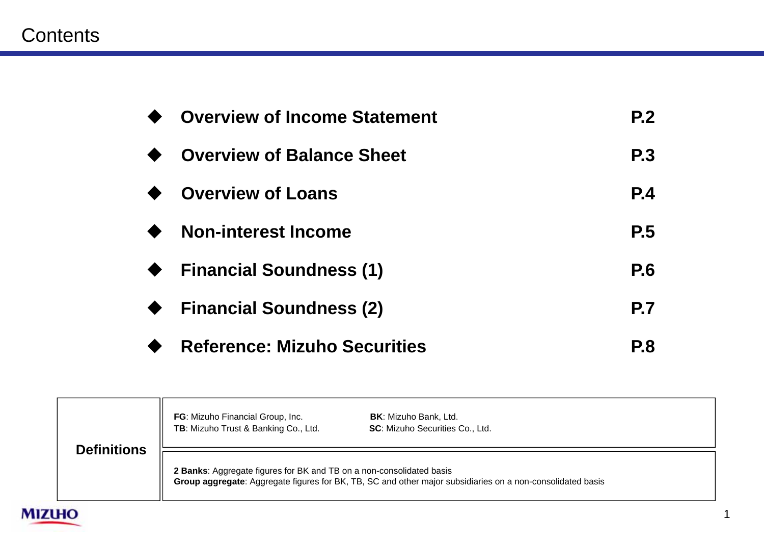# Contents

| | |
|---|---|
| ◆ **Overview of Income Statement** | **P.2** |
| ◆ **Overview of Balance Sheet** | **P.3** |
| ◆ **Overview of Loans** | **P.4** |
| ◆ **Non-interest Income** | **P.5** |
| ◆ **Financial Soundness (1)** | **P.6** |
| ◆ **Financial Soundness (2)** | **P.7** |
| ◆ **Reference: Mizuho Securities** | **P.8** |

**Definitions**

**FG**: Mizuho Financial Group, Inc.
**BK**: Mizuho Bank, Ltd.
**TB**: Mizuho Trust & Banking Co., Ltd.
**SC**: Mizuho Securities Co., Ltd.

**2 Banks**: Aggregate figures for BK and TB on a non-consolidated basis
**Group aggregate**: Aggregate figures for BK, TB, SC and other major subsidiaries on a non-consolidated basis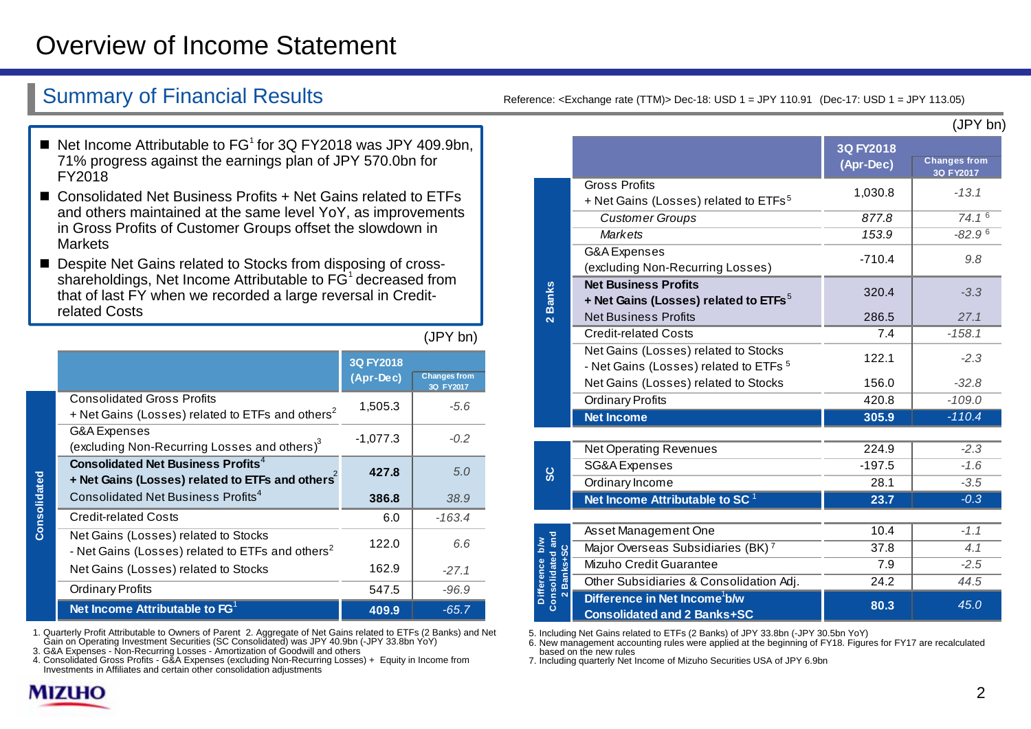# Overview of Income Statement

## Summary of Financial Results

Reference: <Exchange rate (TTM)> Dec-18: USD 1 = JPY 110.91 (Dec-17: USD 1 = JPY 113.05)

- Net Income Attributable to FG[1] for 3Q FY2018 was JPY 409.9bn, 71% progress against the earnings plan of JPY 570.0bn for FY2018
- Consolidated Net Business Profits + Net Gains related to ETFs and others maintained at the same level YoY, as improvements in Gross Profits of Customer Groups offset the slowdown in Markets
- Despite Net Gains related to Stocks from disposing of cross-shareholdings, Net Income Attributable to FG[1] decreased from that of last FY when we recorded a large reversal in Credit-related Costs

(JPY bn)

| | | 3Q FY2018 (Apr-Dec) | Changes from 3Q FY2017 |
|---|---|---|---|
| Consolidated | Consolidated Gross Profits + Net Gains (Losses) related to ETFs and others[2] | 1,505.3 | -5.6 |
| | G&A Expenses (excluding Non-Recurring Losses and others)[3] | -1,077.3 | -0.2 |
| | **Consolidated Net Business Profits[4] + Net Gains (Losses) related to ETFs and others[2]** | **427.8** | 5.0 |
| | Consolidated Net Business Profits[4] | **386.8** | 38.9 |
| | Credit-related Costs | 6.0 | -163.4 |
| | Net Gains (Losses) related to Stocks - Net Gains (Losses) related to ETFs and others[2] | 122.0 | 6.6 |
| | Net Gains (Losses) related to Stocks | 162.9 | -27.1 |
| | Ordinary Profits | 547.5 | -96.9 |
| | **Net Income Attributable to FG[1]** | **409.9** | -65.7 |

1. Quarterly Profit Attributable to Owners of Parent 2. Aggregate of Net Gains related to ETFs (2 Banks) and Net Gain on Operating Investment Securities (SC Consolidated) was JPY 40.9bn (-JPY 33.8bn YoY)
3. G&A Expenses - Non-Recurring Losses - Amortization of Goodwill and others
4. Consolidated Gross Profits - G&A Expenses (excluding Non-Recurring Losses) + Equity in Income from Investments in Affiliates and certain other consolidation adjustments

(JPY bn)

| | | 3Q FY2018 (Apr-Dec) | Changes from 3Q FY2017 |
|---|---|---|---|
| 2 Banks | Gross Profits + Net Gains (Losses) related to ETFs[5] | 1,030.8 | -13.1 |
| | *Customer Groups* | *877.8* | *74.1*[6] |
| | *Markets* | *153.9* | *-82.9*[6] |
| | G&A Expenses (excluding Non-Recurring Losses) | -710.4 | 9.8 |
| | **Net Business Profits + Net Gains (Losses) related to ETFs[5]** | 320.4 | -3.3 |
| | Net Business Profits | 286.5 | 27.1 |
| | Credit-related Costs | 7.4 | -158.1 |
| | Net Gains (Losses) related to Stocks - Net Gains (Losses) related to ETFs[5] | 122.1 | -2.3 |
| | Net Gains (Losses) related to Stocks | 156.0 | -32.8 |
| | Ordinary Profits | 420.8 | -109.0 |
| | **Net Income** | **305.9** | -110.4 |
| SC | Net Operating Revenues | 224.9 | -2.3 |
| | SG&A Expenses | -197.5 | -1.6 |
| | Ordinary Income | 28.1 | -3.5 |
| | **Net Income Attributable to SC[1]** | **23.7** | -0.3 |
| Difference b/w Consolidated and 2 Banks+SC | Asset Management One | 10.4 | -1.1 |
| | Major Overseas Subsidiaries (BK)[7] | 37.8 | 4.1 |
| | Mizuho Credit Guarantee | 7.9 | -2.5 |
| | Other Subsidiaries & Consolidation Adj. | 24.2 | 44.5 |
| | **Difference in Net Income[1] b/w Consolidated and 2 Banks+SC** | **80.3** | 45.0 |

5. Including Net Gains related to ETFs (2 Banks) of JPY 33.8bn (-JPY 30.5bn YoY)
6. New management accounting rules were applied at the beginning of FY18. Figures for FY17 are recalculated based on the new rules
7. Including quarterly Net Income of Mizuho Securities USA of JPY 6.9bn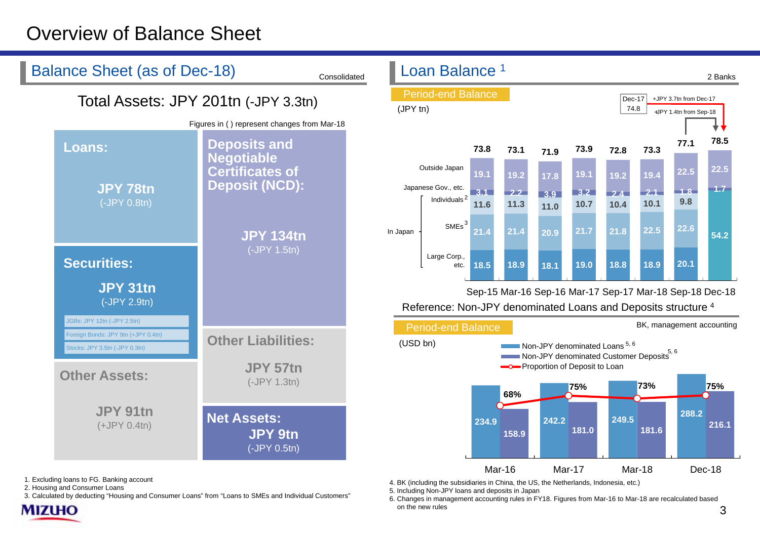# Overview of Balance Sheet

## Balance Sheet (as of Dec-18)

Consolidated

### Total Assets: JPY 201tn (-JPY 3.3tn)

Figures in ( ) represent changes from Mar-18

| Assets | Liabilities and Net Assets |
|---|---|
| **Loans:** JPY 78tn (-JPY 0.8tn) | **Deposits and Negotiable Certificates of Deposit (NCD):** JPY 134tn (-JPY 1.5tn) |
| **Securities:** JPY 31tn (-JPY 2.9tn)<br>JGBs: JPY 12tn (-JPY 2.5tn)<br>Foreign Bonds: JPY 9tn (+JPY 0.4tn)<br>Stocks: JPY 3.5tn (-JPY 0.3tn) | **Other Liabilities:** JPY 57tn (-JPY 1.3tn) |
| **Other Assets:** JPY 91tn (+JPY 0.4tn) | **Net Assets:** JPY 9tn (-JPY 0.5tn) |

1. Excluding loans to FG. Banking account
2. Housing and Consumer Loans
3. Calculated by deducting "Housing and Consumer Loans" from "Loans to SMEs and Individual Customers"

## Loan Balance [1]

2 Banks

**Period-end Balance**

(JPY tn)

Dec-17: 74.8 — +JPY 3.7tn from Dec-17; +JPY 1.4tn from Sep-18

| | Sep-15 | Mar-16 | Sep-16 | Mar-17 | Sep-17 | Mar-18 | Sep-18 | Dec-18 |
|---|---|---|---|---|---|---|---|---|
| Outside Japan | 19.1 | 19.2 | 17.8 | 19.1 | 19.2 | 19.4 | 22.5 | 22.5 |
| Japanese Gov., etc. | 3.1 | 2.2 | 3.9 | 3.2 | 2.4 | 2.1 | 1.8 | 1.7 |
| In Japan: Individuals [2] | 11.6 | 11.3 | 11.0 | 10.7 | 10.4 | 10.1 | 9.8 | 54.2 |
| In Japan: SMEs [3] | 21.4 | 21.4 | 20.9 | 21.7 | 21.8 | 22.5 | 22.6 | |
| In Japan: Large Corp., etc. | 18.5 | 18.9 | 18.1 | 19.0 | 18.8 | 18.9 | 20.1 | |
| Total | 73.8 | 73.1 | 71.9 | 73.9 | 72.8 | 73.3 | 77.1 | 78.5 |

## Reference: Non-JPY denominated Loans and Deposits structure [4]

**Period-end Balance**

BK, management accounting

(USD bn)

| | Mar-16 | Mar-17 | Mar-18 | Dec-18 |
|---|---|---|---|---|
| Non-JPY denominated Loans [5,6] | 234.9 | 242.2 | 249.5 | 288.2 |
| Non-JPY denominated Customer Deposits [5,6] | 158.9 | 181.0 | 181.6 | 216.1 |
| Proportion of Deposit to Loan | 68% | 75% | 73% | 75% |

4. BK (including the subsidiaries in China, the US, the Netherlands, Indonesia, etc.)
5. Including Non-JPY loans and deposits in Japan
6. Changes in management accounting rules in FY18. Figures from Mar-16 to Mar-18 are recalculated based on the new rules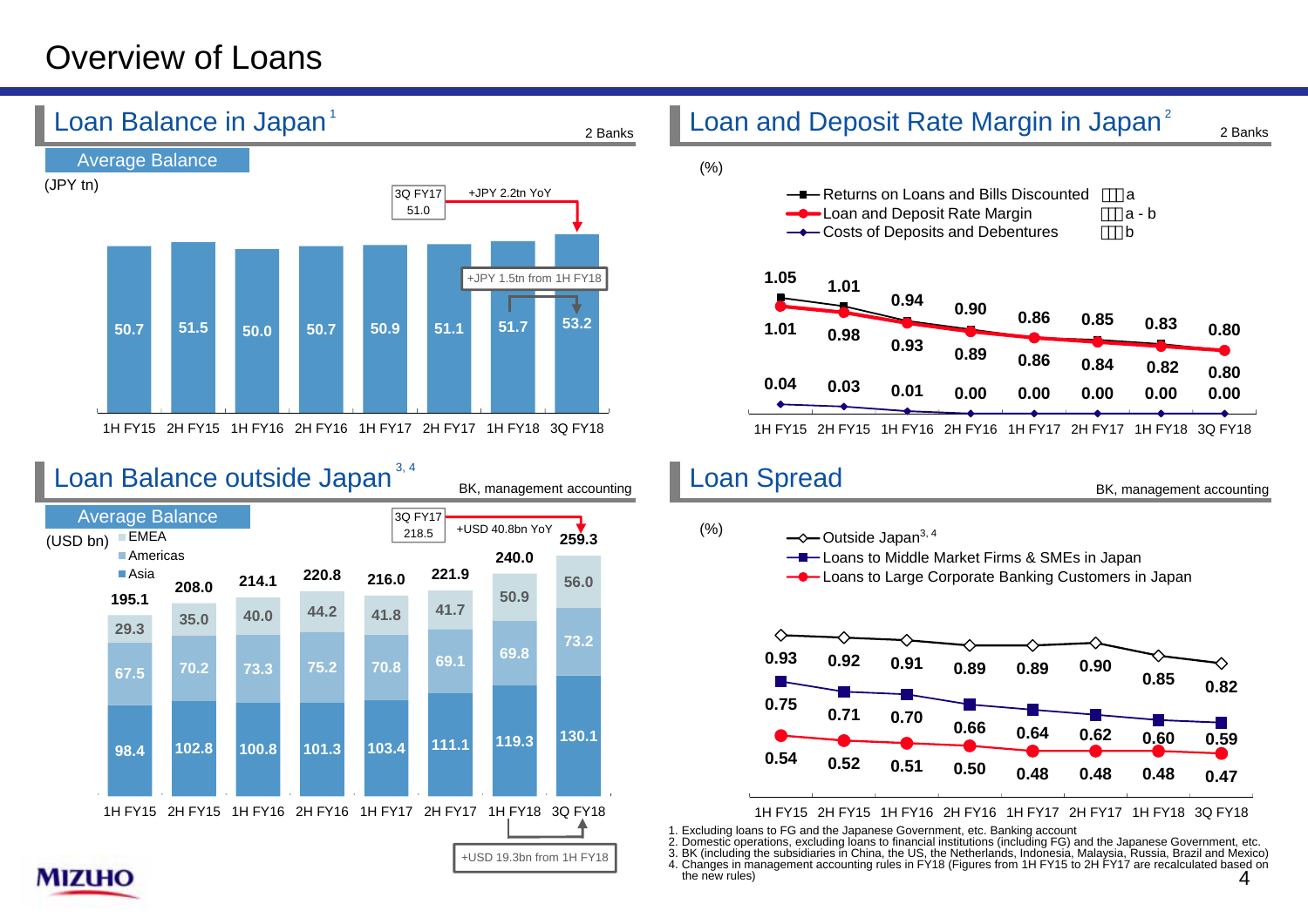# Overview of Loans

## Loan Balance in Japan[1]

2 Banks

Average Balance

(JPY tn)

| | 1H FY15 | 2H FY15 | 1H FY16 | 2H FY16 | 1H FY17 | 2H FY17 | 1H FY18 | 3Q FY18 |
|---|---|---|---|---|---|---|---|---|
| Balance | 50.7 | 51.5 | 50.0 | 50.7 | 50.9 | 51.1 | 51.7 | 53.2 |

3Q FY17: 51.0 — +JPY 2.2tn YoY

+JPY 1.5tn from 1H FY18

## Loan and Deposit Rate Margin in Japan[2]

2 Banks

(%)

| | 1H FY15 | 2H FY15 | 1H FY16 | 2H FY16 | 1H FY17 | 2H FY17 | 1H FY18 | 3Q FY18 |
|---|---|---|---|---|---|---|---|---|
| Returns on Loans and Bills Discounted (a) | 1.05 | 1.01 | 0.94 | 0.90 | 0.86 | 0.85 | 0.83 | 0.80 |
| Loan and Deposit Rate Margin (a - b) | 1.01 | 0.98 | 0.93 | 0.89 | 0.86 | 0.84 | 0.82 | 0.80 |
| Costs of Deposits and Debentures (b) | 0.04 | 0.03 | 0.01 | 0.00 | 0.00 | 0.00 | 0.00 | 0.00 |

## Loan Balance outside Japan[3,4]

BK, management accounting

Average Balance

(USD bn)

| | 1H FY15 | 2H FY15 | 1H FY16 | 2H FY16 | 1H FY17 | 2H FY17 | 1H FY18 | 3Q FY18 |
|---|---|---|---|---|---|---|---|---|
| EMEA | 29.3 | 35.0 | 40.0 | 44.2 | 41.8 | 41.7 | 50.9 | 56.0 |
| Americas | 67.5 | 70.2 | 73.3 | 75.2 | 70.8 | 69.1 | 69.8 | 73.2 |
| Asia | 98.4 | 102.8 | 100.8 | 101.3 | 103.4 | 111.1 | 119.3 | 130.1 |
| Total | 195.1 | 208.0 | 214.1 | 220.8 | 216.0 | 221.9 | 240.0 | 259.3 |

3Q FY17: 218.5 — +USD 40.8bn YoY

+USD 19.3bn from 1H FY18

## Loan Spread

BK, management accounting

(%)

| | 1H FY15 | 2H FY15 | 1H FY16 | 2H FY16 | 1H FY17 | 2H FY17 | 1H FY18 | 3Q FY18 |
|---|---|---|---|---|---|---|---|---|
| Outside Japan[3,4] | 0.93 | 0.92 | 0.91 | 0.89 | 0.89 | 0.90 | 0.85 | 0.82 |
| Loans to Middle Market Firms & SMEs in Japan | 0.75 | 0.71 | 0.70 | 0.66 | 0.64 | 0.62 | 0.60 | 0.59 |
| Loans to Large Corporate Banking Customers in Japan | 0.54 | 0.52 | 0.51 | 0.50 | 0.48 | 0.48 | 0.48 | 0.47 |

1. Excluding loans to FG and the Japanese Government, etc. Banking account
2. Domestic operations, excluding loans to financial institutions (including FG) and the Japanese Government, etc.
3. BK (including the subsidiaries in China, the US, the Netherlands, Indonesia, Malaysia, Russia, Brazil and Mexico)
4. Changes in management accounting rules in FY18 (Figures from 1H FY15 to 2H FY17 are recalculated based on the new rules)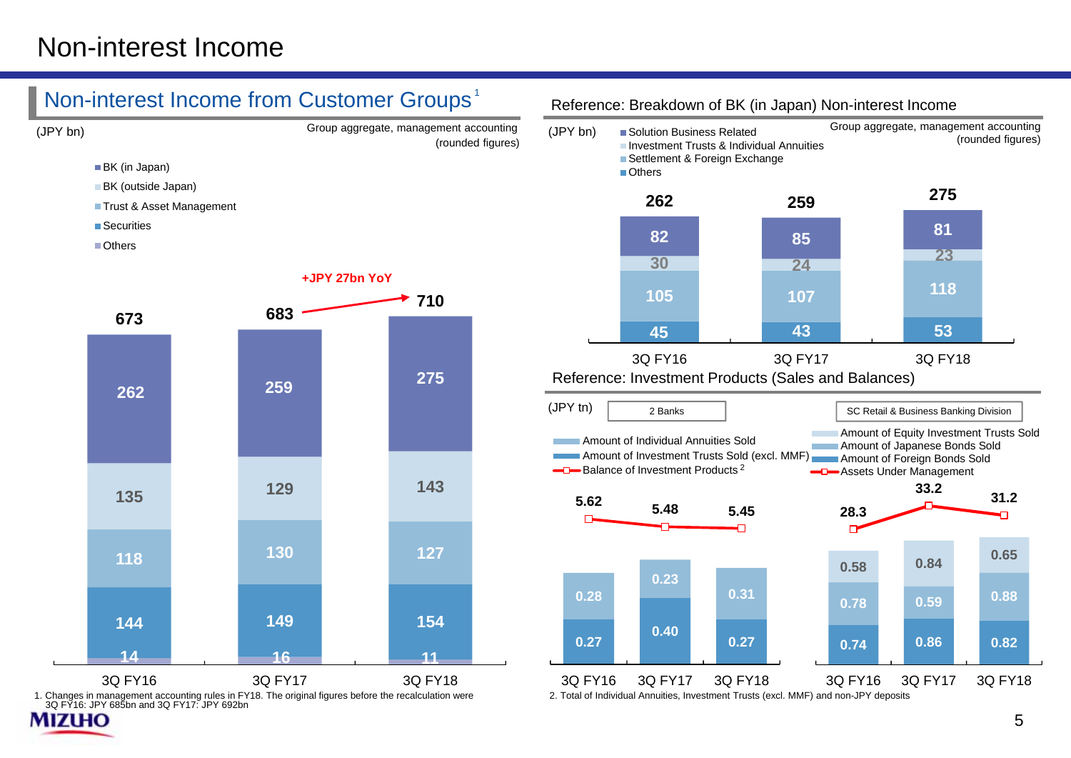# Non-interest Income

## Non-interest Income from Customer Groups[1]

(JPY bn) — Group aggregate, management accounting (rounded figures)

| | 3Q FY16 | 3Q FY17 | 3Q FY18 |
|---|---|---|---|
| BK (in Japan) | 262 | 259 | 275 |
| BK (outside Japan) | 135 | 129 | 143 |
| Trust & Asset Management | 118 | 130 | 127 |
| Securities | 144 | 149 | 154 |
| Others | 14 | 16 | 11 |
| **Total** | **673** | **683** | **710** |

**+JPY 27bn YoY**

1. Changes in management accounting rules in FY18. The original figures before the recalculation were 3Q FY16: JPY 685bn and 3Q FY17: JPY 692bn

## Reference: Breakdown of BK (in Japan) Non-interest Income

(JPY bn) — Group aggregate, management accounting (rounded figures)

| | 3Q FY16 | 3Q FY17 | 3Q FY18 |
|---|---|---|---|
| Solution Business Related | 82 | 85 | 81 |
| Investment Trusts & Individual Annuities | 30 | 24 | 23 |
| Settlement & Foreign Exchange | 105 | 107 | 118 |
| Others | 45 | 43 | 53 |
| **Total** | **262** | **259** | **275** |

## Reference: Investment Products (Sales and Balances)

(JPY tn)

**2 Banks**

| | 3Q FY16 | 3Q FY17 | 3Q FY18 |
|---|---|---|---|
| Amount of Individual Annuities Sold | 0.28 | 0.23 | 0.31 |
| Amount of Investment Trusts Sold (excl. MMF) | 0.27 | 0.40 | 0.27 |
| Balance of Investment Products[2] | 5.62 | 5.48 | 5.45 |

**SC Retail & Business Banking Division**

| | 3Q FY16 | 3Q FY17 | 3Q FY18 |
|---|---|---|---|
| Amount of Equity Investment Trusts Sold | 0.58 | 0.84 | 0.65 |
| Amount of Japanese Bonds Sold | 0.78 | 0.59 | 0.88 |
| Amount of Foreign Bonds Sold | 0.74 | 0.86 | 0.82 |
| Assets Under Management | 28.3 | 33.2 | 31.2 |

2. Total of Individual Annuities, Investment Trusts (excl. MMF) and non-JPY deposits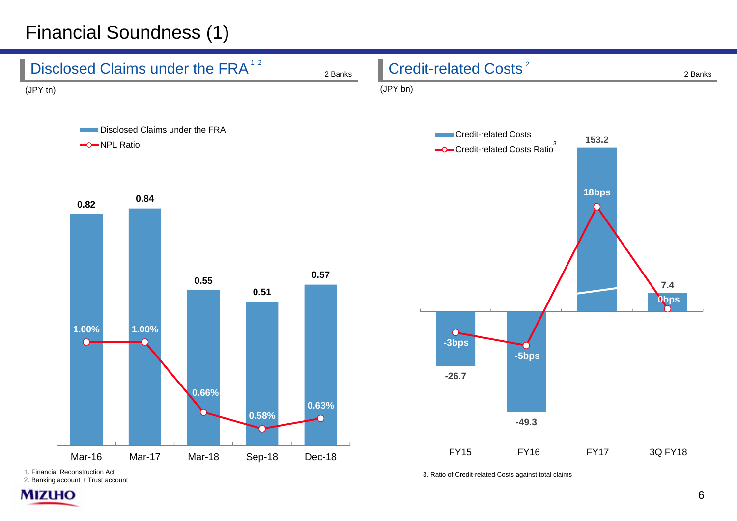# Financial Soundness (1)

## Disclosed Claims under the FRA[1, 2]

2 Banks

(JPY tn)

| | Mar-16 | Mar-17 | Mar-18 | Sep-18 | Dec-18 |
|---|---|---|---|---|---|
| Disclosed Claims under the FRA | 0.82 | 0.84 | 0.55 | 0.51 | 0.57 |
| NPL Ratio | 1.00% | 1.00% | 0.66% | 0.58% | 0.63% |

1. Financial Reconstruction Act
2. Banking account + Trust account

## Credit-related Costs[2]

2 Banks

(JPY bn)

| | FY15 | FY16 | FY17 | 3Q FY18 |
|---|---|---|---|---|
| Credit-related Costs | -26.7 | -49.3 | 153.2 | 7.4 |
| Credit-related Costs Ratio[3] | -3bps | -5bps | 18bps | 0bps |

3. Ratio of Credit-related Costs against total claims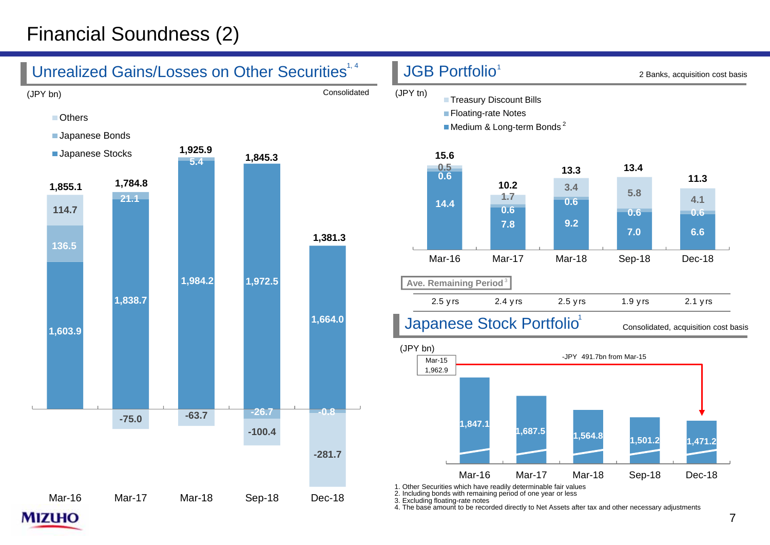# Financial Soundness (2)

## Unrealized Gains/Losses on Other Securities[1, 4]

(JPY bn) Consolidated

| | Mar-16 | Mar-17 | Mar-18 | Sep-18 | Dec-18 |
|---|---|---|---|---|---|
| Total | 1,855.1 | 1,784.8 | 1,925.9 | 1,845.3 | 1,381.3 |
| Japanese Stocks | 1,603.9 | 1,838.7 | 1,984.2 | 1,972.5 | 1,664.0 |
| Japanese Bonds | 136.5 | 21.1 | 5.4 | -26.7 | -0.8 |
| Others | 114.7 | -75.0 | -63.7 | -100.4 | -281.7 |

## JGB Portfolio[1]

2 Banks, acquisition cost basis

(JPY tn)

| | Mar-16 | Mar-17 | Mar-18 | Sep-18 | Dec-18 |
|---|---|---|---|---|---|
| Total | 15.6 | 10.2 | 13.3 | 13.4 | 11.3 |
| Treasury Discount Bills | 0.5 | 1.7 | 3.4 | 5.8 | 4.1 |
| Floating-rate Notes | 0.6 | 0.6 | 0.6 | 0.6 | 0.6 |
| Medium & Long-term Bonds[2] | 14.4 | 7.8 | 9.2 | 7.0 | 6.6 |
| Ave. Remaining Period[3] | 2.5 yrs | 2.4 yrs | 2.5 yrs | 1.9 yrs | 2.1 yrs |

## Japanese Stock Portfolio[1]

Consolidated, acquisition cost basis

(JPY bn)

Mar-15: 1,962.9

-JPY 491.7bn from Mar-15

| Mar-16 | Mar-17 | Mar-18 | Sep-18 | Dec-18 |
|---|---|---|---|---|
| 1,847.1 | 1,687.5 | 1,564.8 | 1,501.2 | 1,471.2 |

1. Other Securities which have readily determinable fair values
2. Including bonds with remaining period of one year or less
3. Excluding floating-rate notes
4. The base amount to be recorded directly to Net Assets after tax and other necessary adjustments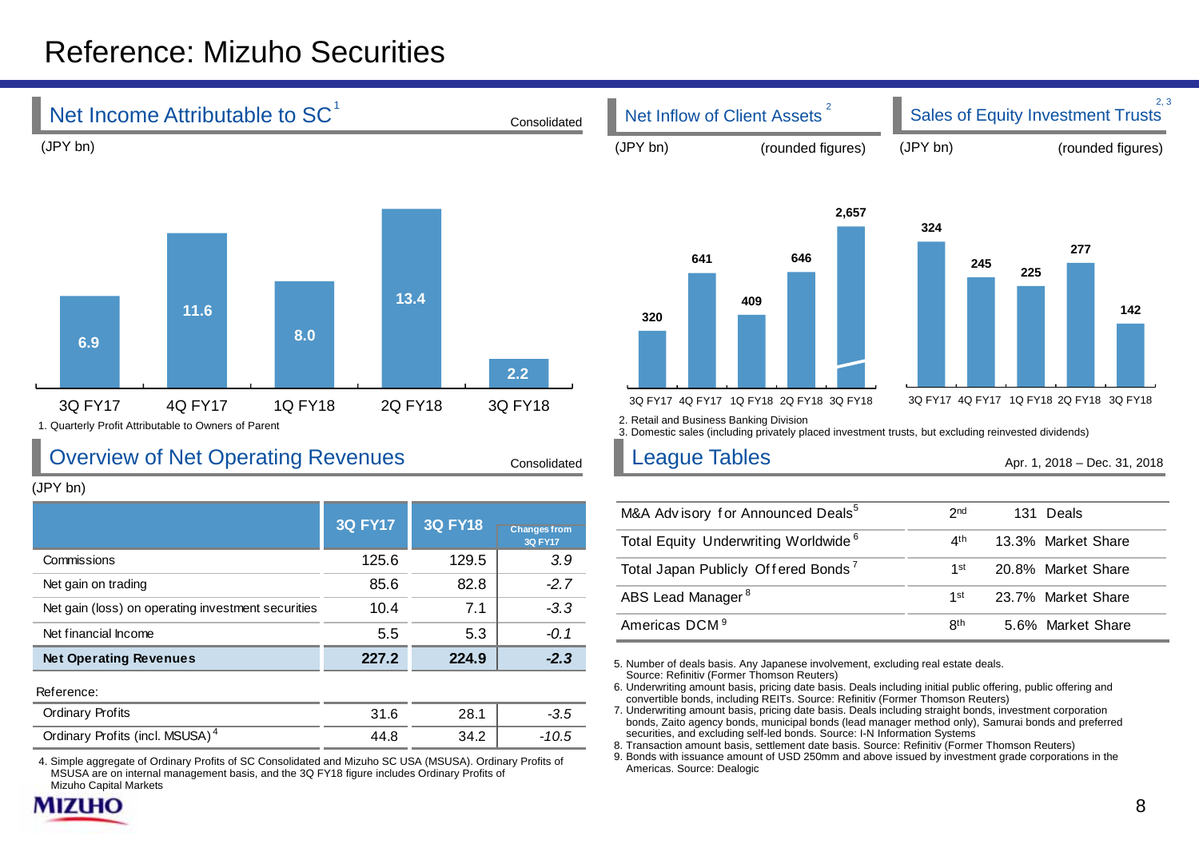# Reference: Mizuho Securities

## Net Income Attributable to SC[1]

Consolidated

(JPY bn)

| 3Q FY17 | 4Q FY17 | 1Q FY18 | 2Q FY18 | 3Q FY18 |
|---|---|---|---|---|
| 6.9 | 11.6 | 8.0 | 13.4 | 2.2 |

1. Quarterly Profit Attributable to Owners of Parent

## Net Inflow of Client Assets[2]

(JPY bn) (rounded figures)

| 3Q FY17 | 4Q FY17 | 1Q FY18 | 2Q FY18 | 3Q FY18 |
|---|---|---|---|---|
| 320 | 641 | 409 | 646 | 2,657 |

## Sales of Equity Investment Trusts[2, 3]

(JPY bn) (rounded figures)

| 3Q FY17 | 4Q FY17 | 1Q FY18 | 2Q FY18 | 3Q FY18 |
|---|---|---|---|---|
| 324 | 245 | 225 | 277 | 142 |

2. Retail and Business Banking Division
3. Domestic sales (including privately placed investment trusts, but excluding reinvested dividends)

## Overview of Net Operating Revenues

Consolidated

(JPY bn)

| | 3Q FY17 | 3Q FY18 | Changes from 3Q FY17 |
|---|---|---|---|
| Commissions | 125.6 | 129.5 | *3.9* |
| Net gain on trading | 85.6 | 82.8 | *-2.7* |
| Net gain (loss) on operating investment securities | 10.4 | 7.1 | *-3.3* |
| Net financial Income | 5.5 | 5.3 | *-0.1* |
| **Net Operating Revenues** | **227.2** | **224.9** | ***-2.3*** |

Reference:

| | 3Q FY17 | 3Q FY18 | Changes from 3Q FY17 |
|---|---|---|---|
| Ordinary Profits | 31.6 | 28.1 | *-3.5* |
| Ordinary Profits (incl. MSUSA)[4] | 44.8 | 34.2 | *-10.5* |

4. Simple aggregate of Ordinary Profits of SC Consolidated and Mizuho SC USA (MSUSA). Ordinary Profits of MSUSA are on internal management basis, and the 3Q FY18 figure includes Ordinary Profits of Mizuho Capital Markets

## League Tables

Apr. 1, 2018 – Dec. 31, 2018

| | | |
|---|---|---|
| M&A Advisory for Announced Deals[5] | 2nd | 131 Deals |
| Total Equity Underwriting Worldwide[6] | 4th | 13.3% Market Share |
| Total Japan Publicly Offered Bonds[7] | 1st | 20.8% Market Share |
| ABS Lead Manager[8] | 1st | 23.7% Market Share |
| Americas DCM[9] | 8th | 5.6% Market Share |

5. Number of deals basis. Any Japanese involvement, excluding real estate deals. Source: Refinitiv (Former Thomson Reuters)
6. Underwriting amount basis, pricing date basis. Deals including initial public offering, public offering and convertible bonds, including REITs. Source: Refinitiv (Former Thomson Reuters)
7. Underwriting amount basis, pricing date basis. Deals including straight bonds, investment corporation bonds, Zaito agency bonds, municipal bonds (lead manager method only), Samurai bonds and preferred securities, and excluding self-led bonds. Source: I-N Information Systems
8. Transaction amount basis, settlement date basis. Source: Refinitiv (Former Thomson Reuters)
9. Bonds with issuance amount of USD 250mm and above issued by investment grade corporations in the Americas. Source: Dealogic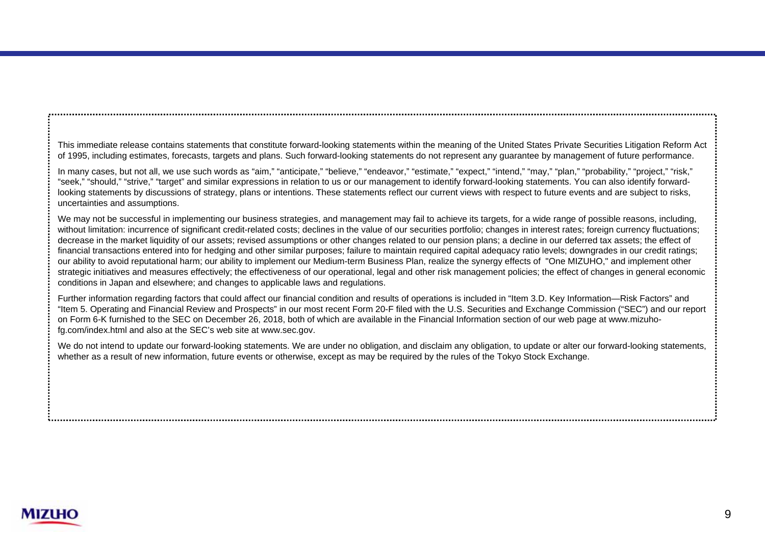This immediate release contains statements that constitute forward-looking statements within the meaning of the United States Private Securities Litigation Reform Act of 1995, including estimates, forecasts, targets and plans. Such forward-looking statements do not represent any guarantee by management of future performance.

In many cases, but not all, we use such words as “aim,” “anticipate,” “believe,” “endeavor,” “estimate,” “expect,” “intend,” “may,” “plan,” “probability,” “project,” “risk,” “seek,” “should,” “strive,” “target” and similar expressions in relation to us or our management to identify forward-looking statements. You can also identify forward-looking statements by discussions of strategy, plans or intentions. These statements reflect our current views with respect to future events and are subject to risks, uncertainties and assumptions.

We may not be successful in implementing our business strategies, and management may fail to achieve its targets, for a wide range of possible reasons, including, without limitation: incurrence of significant credit-related costs; declines in the value of our securities portfolio; changes in interest rates; foreign currency fluctuations; decrease in the market liquidity of our assets; revised assumptions or other changes related to our pension plans; a decline in our deferred tax assets; the effect of financial transactions entered into for hedging and other similar purposes; failure to maintain required capital adequacy ratio levels; downgrades in our credit ratings; our ability to avoid reputational harm; our ability to implement our Medium-term Business Plan, realize the synergy effects of "One MIZUHO," and implement other strategic initiatives and measures effectively; the effectiveness of our operational, legal and other risk management policies; the effect of changes in general economic conditions in Japan and elsewhere; and changes to applicable laws and regulations.

Further information regarding factors that could affect our financial condition and results of operations is included in “Item 3.D. Key Information—Risk Factors” and “Item 5. Operating and Financial Review and Prospects” in our most recent Form 20-F filed with the U.S. Securities and Exchange Commission (“SEC”) and our report on Form 6-K furnished to the SEC on December 26, 2018, both of which are available in the Financial Information section of our web page at www.mizuho-fg.com/index.html and also at the SEC’s web site at www.sec.gov.

We do not intend to update our forward-looking statements. We are under no obligation, and disclaim any obligation, to update or alter our forward-looking statements, whether as a result of new information, future events or otherwise, except as may be required by the rules of the Tokyo Stock Exchange.